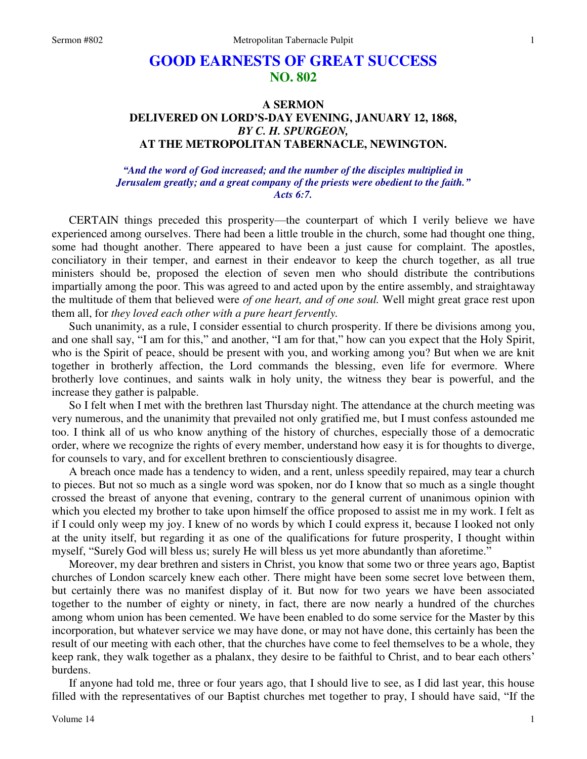# GOOD EARNESTS OF GREAT SUCCESS
## NO. 802

### A SERMON
### DELIVERED ON LORD'S-DAY EVENING, JANUARY 12, 1868,
### *BY C. H. SPURGEON,*
### AT THE METROPOLITAN TABERNACLE, NEWINGTON.

*"And the word of God increased; and the number of the disciples multiplied in Jerusalem greatly; and a great company of the priests were obedient to the faith." Acts 6:7.*

CERTAIN things preceded this prosperity—the counterpart of which I verily believe we have experienced among ourselves. There had been a little trouble in the church, some had thought one thing, some had thought another. There appeared to have been a just cause for complaint. The apostles, conciliatory in their temper, and earnest in their endeavor to keep the church together, as all true ministers should be, proposed the election of seven men who should distribute the contributions impartially among the poor. This was agreed to and acted upon by the entire assembly, and straightaway the multitude of them that believed were *of one heart, and of one soul.* Well might great grace rest upon them all, for *they loved each other with a pure heart fervently.*

Such unanimity, as a rule, I consider essential to church prosperity. If there be divisions among you, and one shall say, "I am for this," and another, "I am for that," how can you expect that the Holy Spirit, who is the Spirit of peace, should be present with you, and working among you? But when we are knit together in brotherly affection, the Lord commands the blessing, even life for evermore. Where brotherly love continues, and saints walk in holy unity, the witness they bear is powerful, and the increase they gather is palpable.

So I felt when I met with the brethren last Thursday night. The attendance at the church meeting was very numerous, and the unanimity that prevailed not only gratified me, but I must confess astounded me too. I think all of us who know anything of the history of churches, especially those of a democratic order, where we recognize the rights of every member, understand how easy it is for thoughts to diverge, for counsels to vary, and for excellent brethren to conscientiously disagree.

A breach once made has a tendency to widen, and a rent, unless speedily repaired, may tear a church to pieces. But not so much as a single word was spoken, nor do I know that so much as a single thought crossed the breast of anyone that evening, contrary to the general current of unanimous opinion with which you elected my brother to take upon himself the office proposed to assist me in my work. I felt as if I could only weep my joy. I knew of no words by which I could express it, because I looked not only at the unity itself, but regarding it as one of the qualifications for future prosperity, I thought within myself, "Surely God will bless us; surely He will bless us yet more abundantly than aforetime."

Moreover, my dear brethren and sisters in Christ, you know that some two or three years ago, Baptist churches of London scarcely knew each other. There might have been some secret love between them, but certainly there was no manifest display of it. But now for two years we have been associated together to the number of eighty or ninety, in fact, there are now nearly a hundred of the churches among whom union has been cemented. We have been enabled to do some service for the Master by this incorporation, but whatever service we may have done, or may not have done, this certainly has been the result of our meeting with each other, that the churches have come to feel themselves to be a whole, they keep rank, they walk together as a phalanx, they desire to be faithful to Christ, and to bear each others' burdens.

If anyone had told me, three or four years ago, that I should live to see, as I did last year, this house filled with the representatives of our Baptist churches met together to pray, I should have said, "If the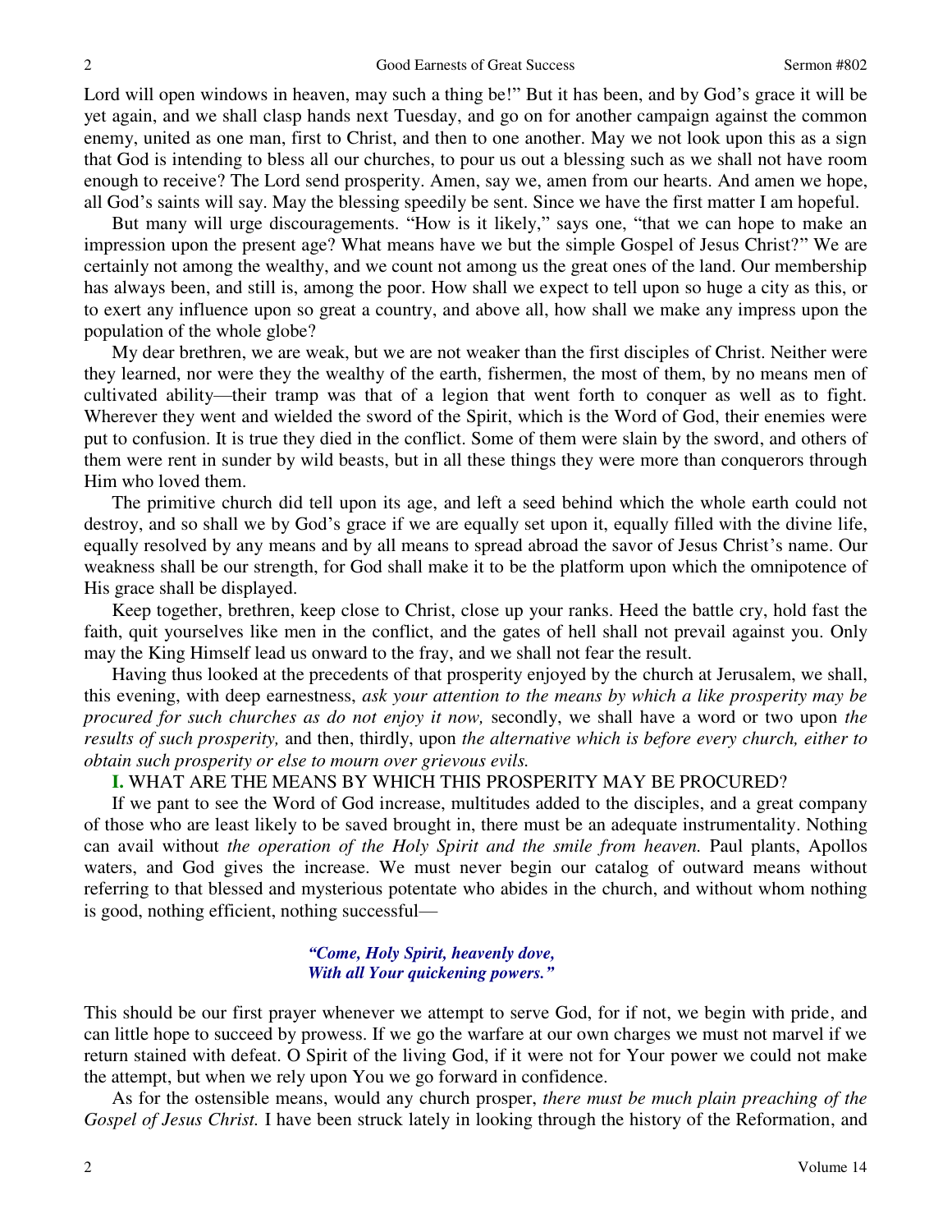Lord will open windows in heaven, may such a thing be!" But it has been, and by God's grace it will be yet again, and we shall clasp hands next Tuesday, and go on for another campaign against the common enemy, united as one man, first to Christ, and then to one another. May we not look upon this as a sign that God is intending to bless all our churches, to pour us out a blessing such as we shall not have room enough to receive? The Lord send prosperity. Amen, say we, amen from our hearts. And amen we hope, all God's saints will say. May the blessing speedily be sent. Since we have the first matter I am hopeful.

But many will urge discouragements. "How is it likely," says one, "that we can hope to make an impression upon the present age? What means have we but the simple Gospel of Jesus Christ?" We are certainly not among the wealthy, and we count not among us the great ones of the land. Our membership has always been, and still is, among the poor. How shall we expect to tell upon so huge a city as this, or to exert any influence upon so great a country, and above all, how shall we make any impress upon the population of the whole globe?

My dear brethren, we are weak, but we are not weaker than the first disciples of Christ. Neither were they learned, nor were they the wealthy of the earth, fishermen, the most of them, by no means men of cultivated ability—their tramp was that of a legion that went forth to conquer as well as to fight. Wherever they went and wielded the sword of the Spirit, which is the Word of God, their enemies were put to confusion. It is true they died in the conflict. Some of them were slain by the sword, and others of them were rent in sunder by wild beasts, but in all these things they were more than conquerors through Him who loved them.

The primitive church did tell upon its age, and left a seed behind which the whole earth could not destroy, and so shall we by God's grace if we are equally set upon it, equally filled with the divine life, equally resolved by any means and by all means to spread abroad the savor of Jesus Christ's name. Our weakness shall be our strength, for God shall make it to be the platform upon which the omnipotence of His grace shall be displayed.

Keep together, brethren, keep close to Christ, close up your ranks. Heed the battle cry, hold fast the faith, quit yourselves like men in the conflict, and the gates of hell shall not prevail against you. Only may the King Himself lead us onward to the fray, and we shall not fear the result.

Having thus looked at the precedents of that prosperity enjoyed by the church at Jerusalem, we shall, this evening, with deep earnestness, *ask your attention to the means by which a like prosperity may be procured for such churches as do not enjoy it now,* secondly, we shall have a word or two upon *the results of such prosperity,* and then, thirdly, upon *the alternative which is before every church, either to obtain such prosperity or else to mourn over grievous evils.*

**I.** WHAT ARE THE MEANS BY WHICH THIS PROSPERITY MAY BE PROCURED?

If we pant to see the Word of God increase, multitudes added to the disciples, and a great company of those who are least likely to be saved brought in, there must be an adequate instrumentality. Nothing can avail without *the operation of the Holy Spirit and the smile from heaven.* Paul plants, Apollos waters, and God gives the increase. We must never begin our catalog of outward means without referring to that blessed and mysterious potentate who abides in the church, and without whom nothing is good, nothing efficient, nothing successful—

> ***"Come, Holy Spirit, heavenly dove,***
> ***With all Your quickening powers."***

This should be our first prayer whenever we attempt to serve God, for if not, we begin with pride, and can little hope to succeed by prowess. If we go the warfare at our own charges we must not marvel if we return stained with defeat. O Spirit of the living God, if it were not for Your power we could not make the attempt, but when we rely upon You we go forward in confidence.

As for the ostensible means, would any church prosper, *there must be much plain preaching of the Gospel of Jesus Christ.* I have been struck lately in looking through the history of the Reformation, and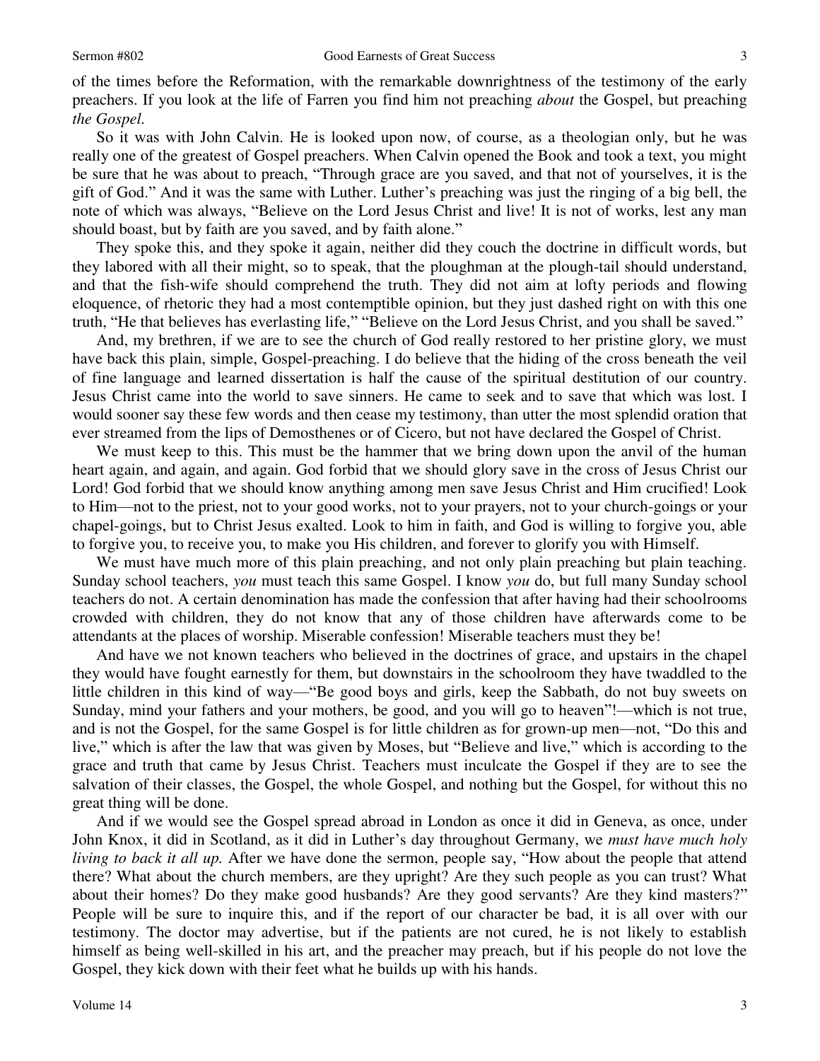of the times before the Reformation, with the remarkable downrightness of the testimony of the early preachers. If you look at the life of Farren you find him not preaching *about* the Gospel, but preaching *the Gospel.*

So it was with John Calvin. He is looked upon now, of course, as a theologian only, but he was really one of the greatest of Gospel preachers. When Calvin opened the Book and took a text, you might be sure that he was about to preach, "Through grace are you saved, and that not of yourselves, it is the gift of God." And it was the same with Luther. Luther's preaching was just the ringing of a big bell, the note of which was always, "Believe on the Lord Jesus Christ and live! It is not of works, lest any man should boast, but by faith are you saved, and by faith alone."

They spoke this, and they spoke it again, neither did they couch the doctrine in difficult words, but they labored with all their might, so to speak, that the ploughman at the plough-tail should understand, and that the fish-wife should comprehend the truth. They did not aim at lofty periods and flowing eloquence, of rhetoric they had a most contemptible opinion, but they just dashed right on with this one truth, "He that believes has everlasting life," "Believe on the Lord Jesus Christ, and you shall be saved."

And, my brethren, if we are to see the church of God really restored to her pristine glory, we must have back this plain, simple, Gospel-preaching. I do believe that the hiding of the cross beneath the veil of fine language and learned dissertation is half the cause of the spiritual destitution of our country. Jesus Christ came into the world to save sinners. He came to seek and to save that which was lost. I would sooner say these few words and then cease my testimony, than utter the most splendid oration that ever streamed from the lips of Demosthenes or of Cicero, but not have declared the Gospel of Christ.

We must keep to this. This must be the hammer that we bring down upon the anvil of the human heart again, and again, and again. God forbid that we should glory save in the cross of Jesus Christ our Lord! God forbid that we should know anything among men save Jesus Christ and Him crucified! Look to Him—not to the priest, not to your good works, not to your prayers, not to your church-goings or your chapel-goings, but to Christ Jesus exalted. Look to him in faith, and God is willing to forgive you, able to forgive you, to receive you, to make you His children, and forever to glorify you with Himself.

We must have much more of this plain preaching, and not only plain preaching but plain teaching. Sunday school teachers, *you* must teach this same Gospel. I know *you* do, but full many Sunday school teachers do not. A certain denomination has made the confession that after having had their schoolrooms crowded with children, they do not know that any of those children have afterwards come to be attendants at the places of worship. Miserable confession! Miserable teachers must they be!

And have we not known teachers who believed in the doctrines of grace, and upstairs in the chapel they would have fought earnestly for them, but downstairs in the schoolroom they have twaddled to the little children in this kind of way—"Be good boys and girls, keep the Sabbath, do not buy sweets on Sunday, mind your fathers and your mothers, be good, and you will go to heaven"!—which is not true, and is not the Gospel, for the same Gospel is for little children as for grown-up men—not, "Do this and live," which is after the law that was given by Moses, but "Believe and live," which is according to the grace and truth that came by Jesus Christ. Teachers must inculcate the Gospel if they are to see the salvation of their classes, the Gospel, the whole Gospel, and nothing but the Gospel, for without this no great thing will be done.

And if we would see the Gospel spread abroad in London as once it did in Geneva, as once, under John Knox, it did in Scotland, as it did in Luther's day throughout Germany, we *must have much holy living to back it all up.* After we have done the sermon, people say, "How about the people that attend there? What about the church members, are they upright? Are they such people as you can trust? What about their homes? Do they make good husbands? Are they good servants? Are they kind masters?" People will be sure to inquire this, and if the report of our character be bad, it is all over with our testimony. The doctor may advertise, but if the patients are not cured, he is not likely to establish himself as being well-skilled in his art, and the preacher may preach, but if his people do not love the Gospel, they kick down with their feet what he builds up with his hands.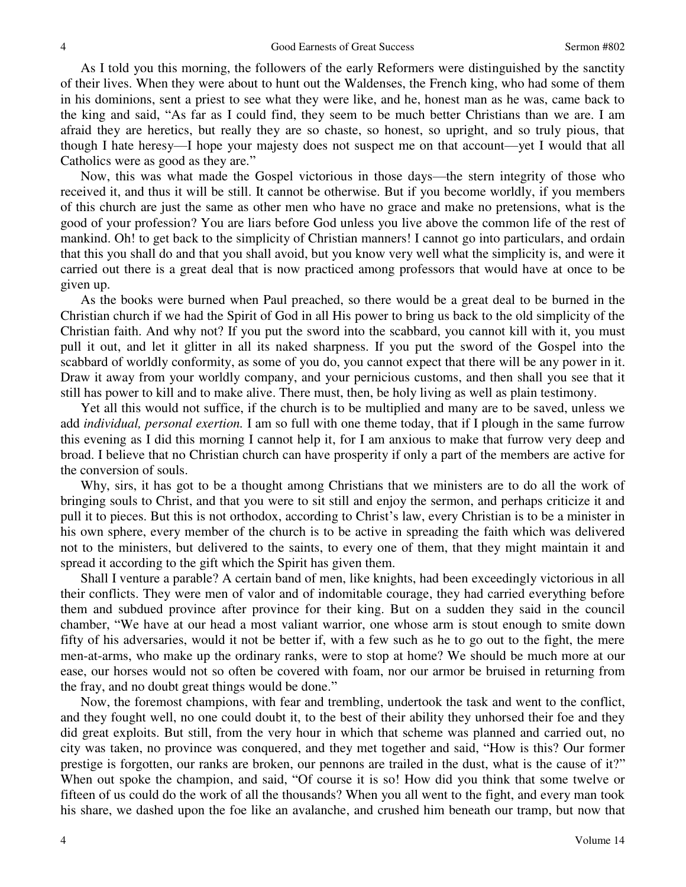As I told you this morning, the followers of the early Reformers were distinguished by the sanctity of their lives. When they were about to hunt out the Waldenses, the French king, who had some of them in his dominions, sent a priest to see what they were like, and he, honest man as he was, came back to the king and said, "As far as I could find, they seem to be much better Christians than we are. I am afraid they are heretics, but really they are so chaste, so honest, so upright, and so truly pious, that though I hate heresy—I hope your majesty does not suspect me on that account—yet I would that all Catholics were as good as they are."

Now, this was what made the Gospel victorious in those days—the stern integrity of those who received it, and thus it will be still. It cannot be otherwise. But if you become worldly, if you members of this church are just the same as other men who have no grace and make no pretensions, what is the good of your profession? You are liars before God unless you live above the common life of the rest of mankind. Oh! to get back to the simplicity of Christian manners! I cannot go into particulars, and ordain that this you shall do and that you shall avoid, but you know very well what the simplicity is, and were it carried out there is a great deal that is now practiced among professors that would have at once to be given up.

As the books were burned when Paul preached, so there would be a great deal to be burned in the Christian church if we had the Spirit of God in all His power to bring us back to the old simplicity of the Christian faith. And why not? If you put the sword into the scabbard, you cannot kill with it, you must pull it out, and let it glitter in all its naked sharpness. If you put the sword of the Gospel into the scabbard of worldly conformity, as some of you do, you cannot expect that there will be any power in it. Draw it away from your worldly company, and your pernicious customs, and then shall you see that it still has power to kill and to make alive. There must, then, be holy living as well as plain testimony.

Yet all this would not suffice, if the church is to be multiplied and many are to be saved, unless we add *individual, personal exertion.* I am so full with one theme today, that if I plough in the same furrow this evening as I did this morning I cannot help it, for I am anxious to make that furrow very deep and broad. I believe that no Christian church can have prosperity if only a part of the members are active for the conversion of souls.

Why, sirs, it has got to be a thought among Christians that we ministers are to do all the work of bringing souls to Christ, and that you were to sit still and enjoy the sermon, and perhaps criticize it and pull it to pieces. But this is not orthodox, according to Christ's law, every Christian is to be a minister in his own sphere, every member of the church is to be active in spreading the faith which was delivered not to the ministers, but delivered to the saints, to every one of them, that they might maintain it and spread it according to the gift which the Spirit has given them.

Shall I venture a parable? A certain band of men, like knights, had been exceedingly victorious in all their conflicts. They were men of valor and of indomitable courage, they had carried everything before them and subdued province after province for their king. But on a sudden they said in the council chamber, "We have at our head a most valiant warrior, one whose arm is stout enough to smite down fifty of his adversaries, would it not be better if, with a few such as he to go out to the fight, the mere men-at-arms, who make up the ordinary ranks, were to stop at home? We should be much more at our ease, our horses would not so often be covered with foam, nor our armor be bruised in returning from the fray, and no doubt great things would be done."

Now, the foremost champions, with fear and trembling, undertook the task and went to the conflict, and they fought well, no one could doubt it, to the best of their ability they unhorsed their foe and they did great exploits. But still, from the very hour in which that scheme was planned and carried out, no city was taken, no province was conquered, and they met together and said, "How is this? Our former prestige is forgotten, our ranks are broken, our pennons are trailed in the dust, what is the cause of it?" When out spoke the champion, and said, "Of course it is so! How did you think that some twelve or fifteen of us could do the work of all the thousands? When you all went to the fight, and every man took his share, we dashed upon the foe like an avalanche, and crushed him beneath our tramp, but now that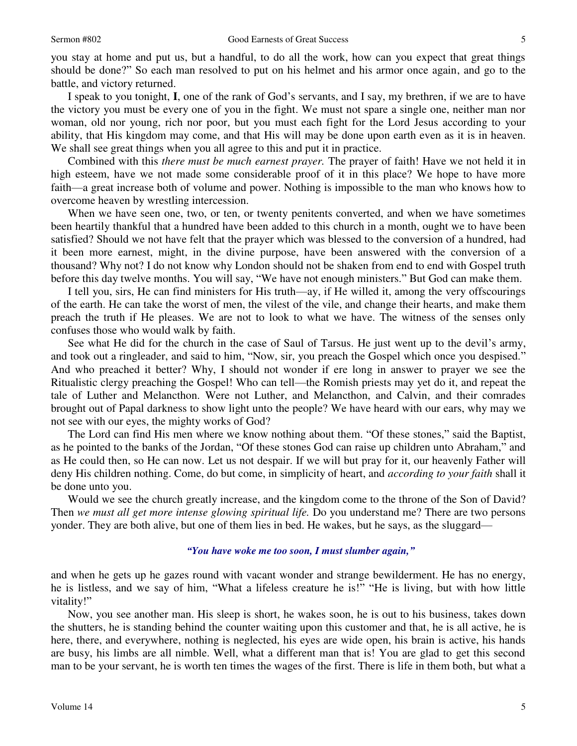you stay at home and put us, but a handful, to do all the work, how can you expect that great things should be done?" So each man resolved to put on his helmet and his armor once again, and go to the battle, and victory returned.

I speak to you tonight, **I**, one of the rank of God's servants, and I say, my brethren, if we are to have the victory you must be every one of you in the fight. We must not spare a single one, neither man nor woman, old nor young, rich nor poor, but you must each fight for the Lord Jesus according to your ability, that His kingdom may come, and that His will may be done upon earth even as it is in heaven. We shall see great things when you all agree to this and put it in practice.

Combined with this *there must be much earnest prayer.* The prayer of faith! Have we not held it in high esteem, have we not made some considerable proof of it in this place? We hope to have more faith—a great increase both of volume and power. Nothing is impossible to the man who knows how to overcome heaven by wrestling intercession.

When we have seen one, two, or ten, or twenty penitents converted, and when we have sometimes been heartily thankful that a hundred have been added to this church in a month, ought we to have been satisfied? Should we not have felt that the prayer which was blessed to the conversion of a hundred, had it been more earnest, might, in the divine purpose, have been answered with the conversion of a thousand? Why not? I do not know why London should not be shaken from end to end with Gospel truth before this day twelve months. You will say, "We have not enough ministers." But God can make them.

I tell you, sirs, He can find ministers for His truth—ay, if He willed it, among the very offscourings of the earth. He can take the worst of men, the vilest of the vile, and change their hearts, and make them preach the truth if He pleases. We are not to look to what we have. The witness of the senses only confuses those who would walk by faith.

See what He did for the church in the case of Saul of Tarsus. He just went up to the devil's army, and took out a ringleader, and said to him, "Now, sir, you preach the Gospel which once you despised." And who preached it better? Why, I should not wonder if ere long in answer to prayer we see the Ritualistic clergy preaching the Gospel! Who can tell—the Romish priests may yet do it, and repeat the tale of Luther and Melancthon. Were not Luther, and Melancthon, and Calvin, and their comrades brought out of Papal darkness to show light unto the people? We have heard with our ears, why may we not see with our eyes, the mighty works of God?

The Lord can find His men where we know nothing about them. "Of these stones," said the Baptist, as he pointed to the banks of the Jordan, "Of these stones God can raise up children unto Abraham," and as He could then, so He can now. Let us not despair. If we will but pray for it, our heavenly Father will deny His children nothing. Come, do but come, in simplicity of heart, and *according to your faith* shall it be done unto you.

Would we see the church greatly increase, and the kingdom come to the throne of the Son of David? Then *we must all get more intense glowing spiritual life.* Do you understand me? There are two persons yonder. They are both alive, but one of them lies in bed. He wakes, but he says, as the sluggard—

*"You have woke me too soon, I must slumber again,"*

and when he gets up he gazes round with vacant wonder and strange bewilderment. He has no energy, he is listless, and we say of him, "What a lifeless creature he is!" "He is living, but with how little vitality!"

Now, you see another man. His sleep is short, he wakes soon, he is out to his business, takes down the shutters, he is standing behind the counter waiting upon this customer and that, he is all active, he is here, there, and everywhere, nothing is neglected, his eyes are wide open, his brain is active, his hands are busy, his limbs are all nimble. Well, what a different man that is! You are glad to get this second man to be your servant, he is worth ten times the wages of the first. There is life in them both, but what a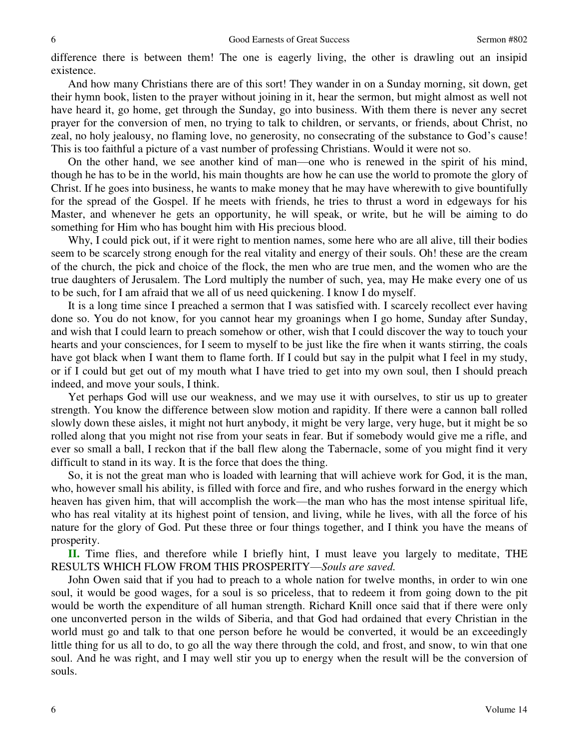difference there is between them! The one is eagerly living, the other is drawling out an insipid existence.

And how many Christians there are of this sort! They wander in on a Sunday morning, sit down, get their hymn book, listen to the prayer without joining in it, hear the sermon, but might almost as well not have heard it, go home, get through the Sunday, go into business. With them there is never any secret prayer for the conversion of men, no trying to talk to children, or servants, or friends, about Christ, no zeal, no holy jealousy, no flaming love, no generosity, no consecrating of the substance to God's cause! This is too faithful a picture of a vast number of professing Christians. Would it were not so.

On the other hand, we see another kind of man—one who is renewed in the spirit of his mind, though he has to be in the world, his main thoughts are how he can use the world to promote the glory of Christ. If he goes into business, he wants to make money that he may have wherewith to give bountifully for the spread of the Gospel. If he meets with friends, he tries to thrust a word in edgeways for his Master, and whenever he gets an opportunity, he will speak, or write, but he will be aiming to do something for Him who has bought him with His precious blood.

Why, I could pick out, if it were right to mention names, some here who are all alive, till their bodies seem to be scarcely strong enough for the real vitality and energy of their souls. Oh! these are the cream of the church, the pick and choice of the flock, the men who are true men, and the women who are the true daughters of Jerusalem. The Lord multiply the number of such, yea, may He make every one of us to be such, for I am afraid that we all of us need quickening. I know I do myself.

It is a long time since I preached a sermon that I was satisfied with. I scarcely recollect ever having done so. You do not know, for you cannot hear my groanings when I go home, Sunday after Sunday, and wish that I could learn to preach somehow or other, wish that I could discover the way to touch your hearts and your consciences, for I seem to myself to be just like the fire when it wants stirring, the coals have got black when I want them to flame forth. If I could but say in the pulpit what I feel in my study, or if I could but get out of my mouth what I have tried to get into my own soul, then I should preach indeed, and move your souls, I think.

Yet perhaps God will use our weakness, and we may use it with ourselves, to stir us up to greater strength. You know the difference between slow motion and rapidity. If there were a cannon ball rolled slowly down these aisles, it might not hurt anybody, it might be very large, very huge, but it might be so rolled along that you might not rise from your seats in fear. But if somebody would give me a rifle, and ever so small a ball, I reckon that if the ball flew along the Tabernacle, some of you might find it very difficult to stand in its way. It is the force that does the thing.

So, it is not the great man who is loaded with learning that will achieve work for God, it is the man, who, however small his ability, is filled with force and fire, and who rushes forward in the energy which heaven has given him, that will accomplish the work—the man who has the most intense spiritual life, who has real vitality at its highest point of tension, and living, while he lives, with all the force of his nature for the glory of God. Put these three or four things together, and I think you have the means of prosperity.

**II.** Time flies, and therefore while I briefly hint, I must leave you largely to meditate, THE RESULTS WHICH FLOW FROM THIS PROSPERITY—*Souls are saved.*

John Owen said that if you had to preach to a whole nation for twelve months, in order to win one soul, it would be good wages, for a soul is so priceless, that to redeem it from going down to the pit would be worth the expenditure of all human strength. Richard Knill once said that if there were only one unconverted person in the wilds of Siberia, and that God had ordained that every Christian in the world must go and talk to that one person before he would be converted, it would be an exceedingly little thing for us all to do, to go all the way there through the cold, and frost, and snow, to win that one soul. And he was right, and I may well stir you up to energy when the result will be the conversion of souls.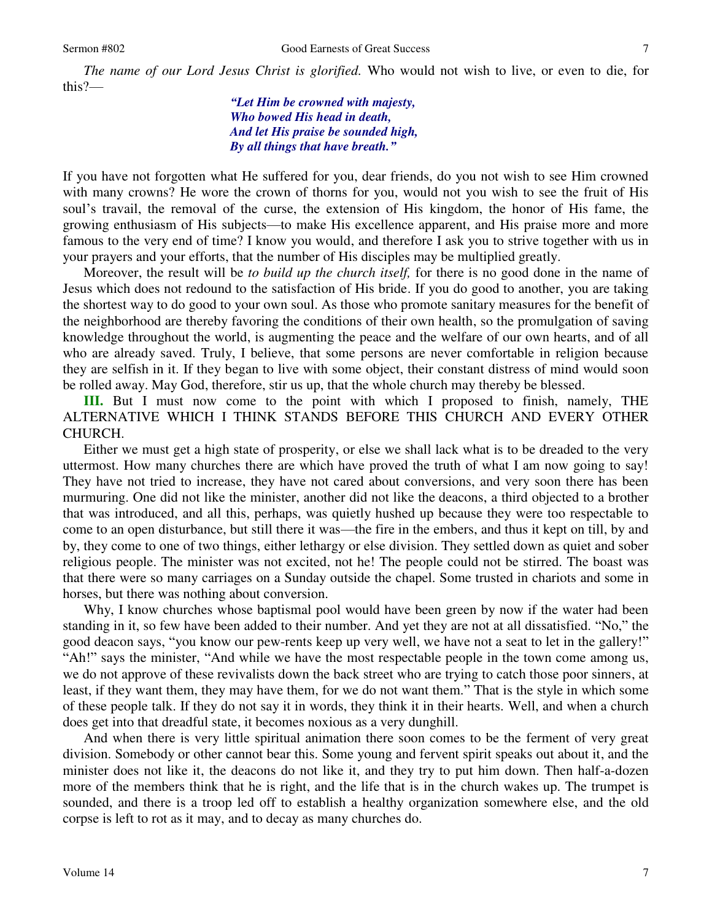*The name of our Lord Jesus Christ is glorified.* Who would not wish to live, or even to die, for this?—

> ***"Let Him be crowned with majesty,***
> ***Who bowed His head in death,***
> ***And let His praise be sounded high,***
> ***By all things that have breath."***

If you have not forgotten what He suffered for you, dear friends, do you not wish to see Him crowned with many crowns? He wore the crown of thorns for you, would not you wish to see the fruit of His soul's travail, the removal of the curse, the extension of His kingdom, the honor of His fame, the growing enthusiasm of His subjects—to make His excellence apparent, and His praise more and more famous to the very end of time? I know you would, and therefore I ask you to strive together with us in your prayers and your efforts, that the number of His disciples may be multiplied greatly.

Moreover, the result will be *to build up the church itself,* for there is no good done in the name of Jesus which does not redound to the satisfaction of His bride. If you do good to another, you are taking the shortest way to do good to your own soul. As those who promote sanitary measures for the benefit of the neighborhood are thereby favoring the conditions of their own health, so the promulgation of saving knowledge throughout the world, is augmenting the peace and the welfare of our own hearts, and of all who are already saved. Truly, I believe, that some persons are never comfortable in religion because they are selfish in it. If they began to live with some object, their constant distress of mind would soon be rolled away. May God, therefore, stir us up, that the whole church may thereby be blessed.

**III.** But I must now come to the point with which I proposed to finish, namely, THE ALTERNATIVE WHICH I THINK STANDS BEFORE THIS CHURCH AND EVERY OTHER CHURCH.

Either we must get a high state of prosperity, or else we shall lack what is to be dreaded to the very uttermost. How many churches there are which have proved the truth of what I am now going to say! They have not tried to increase, they have not cared about conversions, and very soon there has been murmuring. One did not like the minister, another did not like the deacons, a third objected to a brother that was introduced, and all this, perhaps, was quietly hushed up because they were too respectable to come to an open disturbance, but still there it was—the fire in the embers, and thus it kept on till, by and by, they come to one of two things, either lethargy or else division. They settled down as quiet and sober religious people. The minister was not excited, not he! The people could not be stirred. The boast was that there were so many carriages on a Sunday outside the chapel. Some trusted in chariots and some in horses, but there was nothing about conversion.

Why, I know churches whose baptismal pool would have been green by now if the water had been standing in it, so few have been added to their number. And yet they are not at all dissatisfied. "No," the good deacon says, "you know our pew-rents keep up very well, we have not a seat to let in the gallery!" "Ah!" says the minister, "And while we have the most respectable people in the town come among us, we do not approve of these revivalists down the back street who are trying to catch those poor sinners, at least, if they want them, they may have them, for we do not want them." That is the style in which some of these people talk. If they do not say it in words, they think it in their hearts. Well, and when a church does get into that dreadful state, it becomes noxious as a very dunghill.

And when there is very little spiritual animation there soon comes to be the ferment of very great division. Somebody or other cannot bear this. Some young and fervent spirit speaks out about it, and the minister does not like it, the deacons do not like it, and they try to put him down. Then half-a-dozen more of the members think that he is right, and the life that is in the church wakes up. The trumpet is sounded, and there is a troop led off to establish a healthy organization somewhere else, and the old corpse is left to rot as it may, and to decay as many churches do.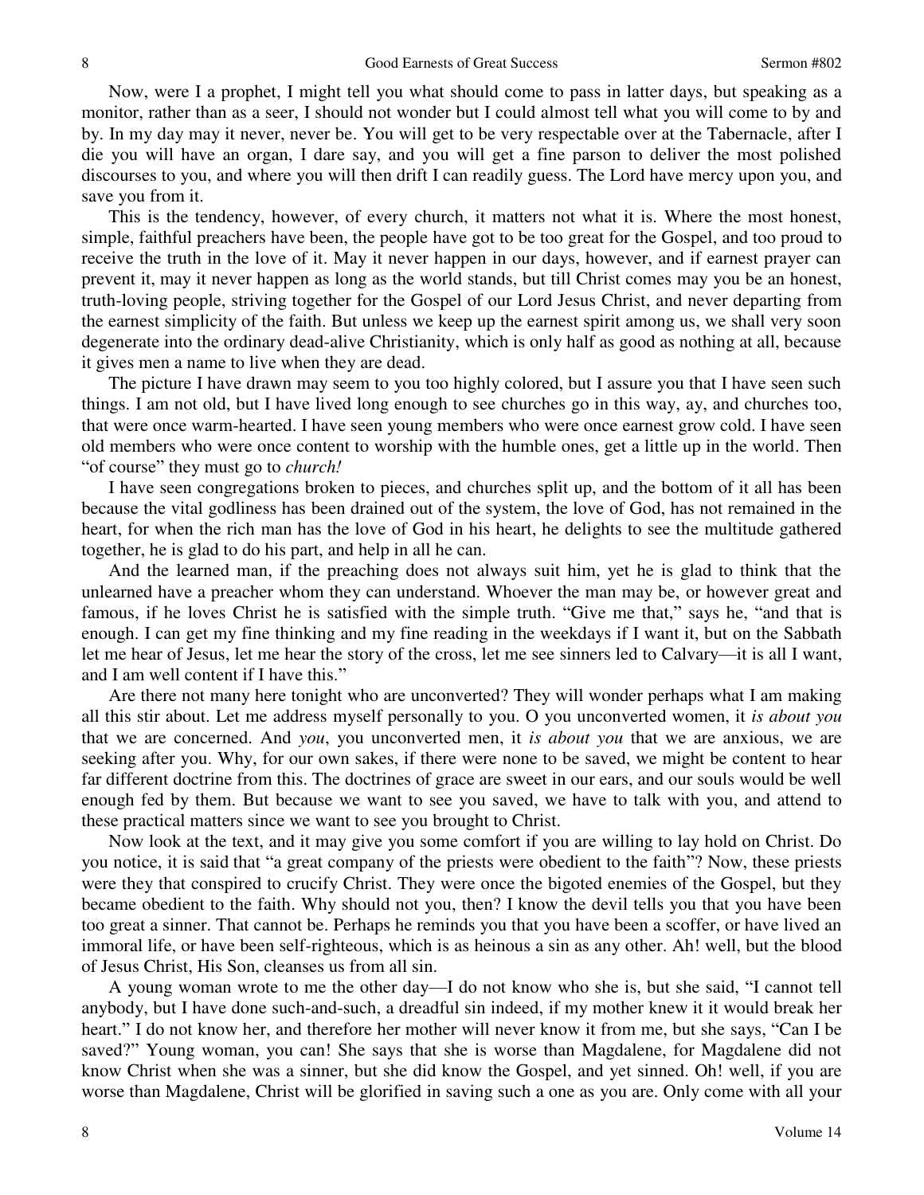Now, were I a prophet, I might tell you what should come to pass in latter days, but speaking as a monitor, rather than as a seer, I should not wonder but I could almost tell what you will come to by and by. In my day may it never, never be. You will get to be very respectable over at the Tabernacle, after I die you will have an organ, I dare say, and you will get a fine parson to deliver the most polished discourses to you, and where you will then drift I can readily guess. The Lord have mercy upon you, and save you from it.

This is the tendency, however, of every church, it matters not what it is. Where the most honest, simple, faithful preachers have been, the people have got to be too great for the Gospel, and too proud to receive the truth in the love of it. May it never happen in our days, however, and if earnest prayer can prevent it, may it never happen as long as the world stands, but till Christ comes may you be an honest, truth-loving people, striving together for the Gospel of our Lord Jesus Christ, and never departing from the earnest simplicity of the faith. But unless we keep up the earnest spirit among us, we shall very soon degenerate into the ordinary dead-alive Christianity, which is only half as good as nothing at all, because it gives men a name to live when they are dead.

The picture I have drawn may seem to you too highly colored, but I assure you that I have seen such things. I am not old, but I have lived long enough to see churches go in this way, ay, and churches too, that were once warm-hearted. I have seen young members who were once earnest grow cold. I have seen old members who were once content to worship with the humble ones, get a little up in the world. Then "of course" they must go to *church!*

I have seen congregations broken to pieces, and churches split up, and the bottom of it all has been because the vital godliness has been drained out of the system, the love of God, has not remained in the heart, for when the rich man has the love of God in his heart, he delights to see the multitude gathered together, he is glad to do his part, and help in all he can.

And the learned man, if the preaching does not always suit him, yet he is glad to think that the unlearned have a preacher whom they can understand. Whoever the man may be, or however great and famous, if he loves Christ he is satisfied with the simple truth. "Give me that," says he, "and that is enough. I can get my fine thinking and my fine reading in the weekdays if I want it, but on the Sabbath let me hear of Jesus, let me hear the story of the cross, let me see sinners led to Calvary—it is all I want, and I am well content if I have this."

Are there not many here tonight who are unconverted? They will wonder perhaps what I am making all this stir about. Let me address myself personally to you. O you unconverted women, it *is about you* that we are concerned. And *you*, you unconverted men, it *is about you* that we are anxious, we are seeking after you. Why, for our own sakes, if there were none to be saved, we might be content to hear far different doctrine from this. The doctrines of grace are sweet in our ears, and our souls would be well enough fed by them. But because we want to see you saved, we have to talk with you, and attend to these practical matters since we want to see you brought to Christ.

Now look at the text, and it may give you some comfort if you are willing to lay hold on Christ. Do you notice, it is said that "a great company of the priests were obedient to the faith"? Now, these priests were they that conspired to crucify Christ. They were once the bigoted enemies of the Gospel, but they became obedient to the faith. Why should not you, then? I know the devil tells you that you have been too great a sinner. That cannot be. Perhaps he reminds you that you have been a scoffer, or have lived an immoral life, or have been self-righteous, which is as heinous a sin as any other. Ah! well, but the blood of Jesus Christ, His Son, cleanses us from all sin.

A young woman wrote to me the other day—I do not know who she is, but she said, "I cannot tell anybody, but I have done such-and-such, a dreadful sin indeed, if my mother knew it it would break her heart." I do not know her, and therefore her mother will never know it from me, but she says, "Can I be saved?" Young woman, you can! She says that she is worse than Magdalene, for Magdalene did not know Christ when she was a sinner, but she did know the Gospel, and yet sinned. Oh! well, if you are worse than Magdalene, Christ will be glorified in saving such a one as you are. Only come with all your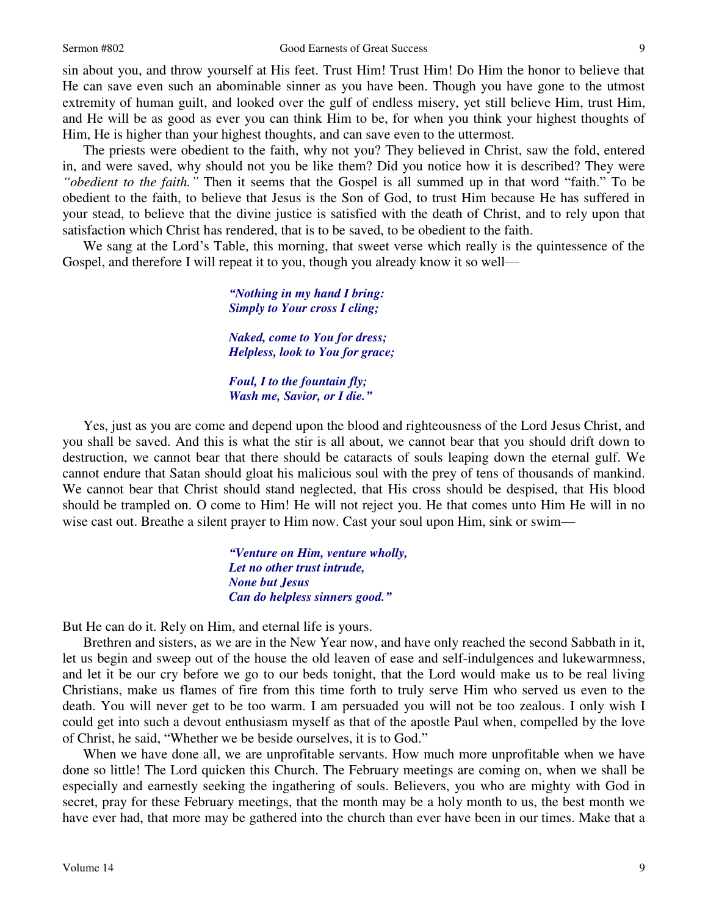sin about you, and throw yourself at His feet. Trust Him! Trust Him! Do Him the honor to believe that He can save even such an abominable sinner as you have been. Though you have gone to the utmost extremity of human guilt, and looked over the gulf of endless misery, yet still believe Him, trust Him, and He will be as good as ever you can think Him to be, for when you think your highest thoughts of Him, He is higher than your highest thoughts, and can save even to the uttermost.

The priests were obedient to the faith, why not you? They believed in Christ, saw the fold, entered in, and were saved, why should not you be like them? Did you notice how it is described? They were *"obedient to the faith."* Then it seems that the Gospel is all summed up in that word "faith." To be obedient to the faith, to believe that Jesus is the Son of God, to trust Him because He has suffered in your stead, to believe that the divine justice is satisfied with the death of Christ, and to rely upon that satisfaction which Christ has rendered, that is to be saved, to be obedient to the faith.

We sang at the Lord's Table, this morning, that sweet verse which really is the quintessence of the Gospel, and therefore I will repeat it to you, though you already know it so well—

> ***"Nothing in my hand I bring:***
> ***Simply to Your cross I cling;***
>
> ***Naked, come to You for dress;***
> ***Helpless, look to You for grace;***
>
> ***Foul, I to the fountain fly;***
> ***Wash me, Savior, or I die."***

Yes, just as you are come and depend upon the blood and righteousness of the Lord Jesus Christ, and you shall be saved. And this is what the stir is all about, we cannot bear that you should drift down to destruction, we cannot bear that there should be cataracts of souls leaping down the eternal gulf. We cannot endure that Satan should gloat his malicious soul with the prey of tens of thousands of mankind. We cannot bear that Christ should stand neglected, that His cross should be despised, that His blood should be trampled on. O come to Him! He will not reject you. He that comes unto Him He will in no wise cast out. Breathe a silent prayer to Him now. Cast your soul upon Him, sink or swim—

> ***"Venture on Him, venture wholly,***
> ***Let no other trust intrude,***
> ***None but Jesus***
> ***Can do helpless sinners good."***

But He can do it. Rely on Him, and eternal life is yours.

Brethren and sisters, as we are in the New Year now, and have only reached the second Sabbath in it, let us begin and sweep out of the house the old leaven of ease and self-indulgences and lukewarmness, and let it be our cry before we go to our beds tonight, that the Lord would make us to be real living Christians, make us flames of fire from this time forth to truly serve Him who served us even to the death. You will never get to be too warm. I am persuaded you will not be too zealous. I only wish I could get into such a devout enthusiasm myself as that of the apostle Paul when, compelled by the love of Christ, he said, "Whether we be beside ourselves, it is to God."

When we have done all, we are unprofitable servants. How much more unprofitable when we have done so little! The Lord quicken this Church. The February meetings are coming on, when we shall be especially and earnestly seeking the ingathering of souls. Believers, you who are mighty with God in secret, pray for these February meetings, that the month may be a holy month to us, the best month we have ever had, that more may be gathered into the church than ever have been in our times. Make that a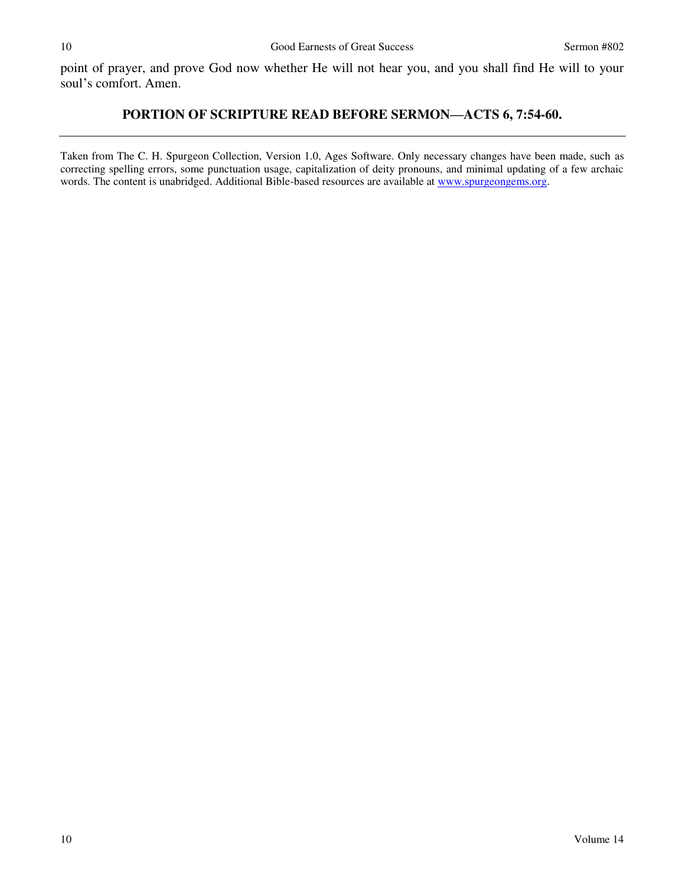point of prayer, and prove God now whether He will not hear you, and you shall find He will to your soul's comfort. Amen.

## PORTION OF SCRIPTURE READ BEFORE SERMON—ACTS 6, 7:54-60.

---

Taken from The C. H. Spurgeon Collection, Version 1.0, Ages Software. Only necessary changes have been made, such as correcting spelling errors, some punctuation usage, capitalization of deity pronouns, and minimal updating of a few archaic words. The content is unabridged. Additional Bible-based resources are available at www.spurgeongems.org.